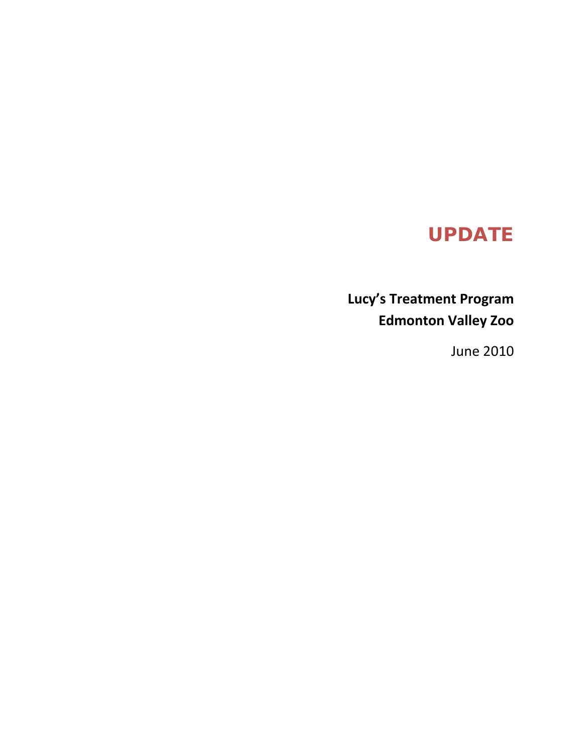# UPDATE

**Lucy's Treatment Program**
**Edmonton Valley Zoo**

June 2010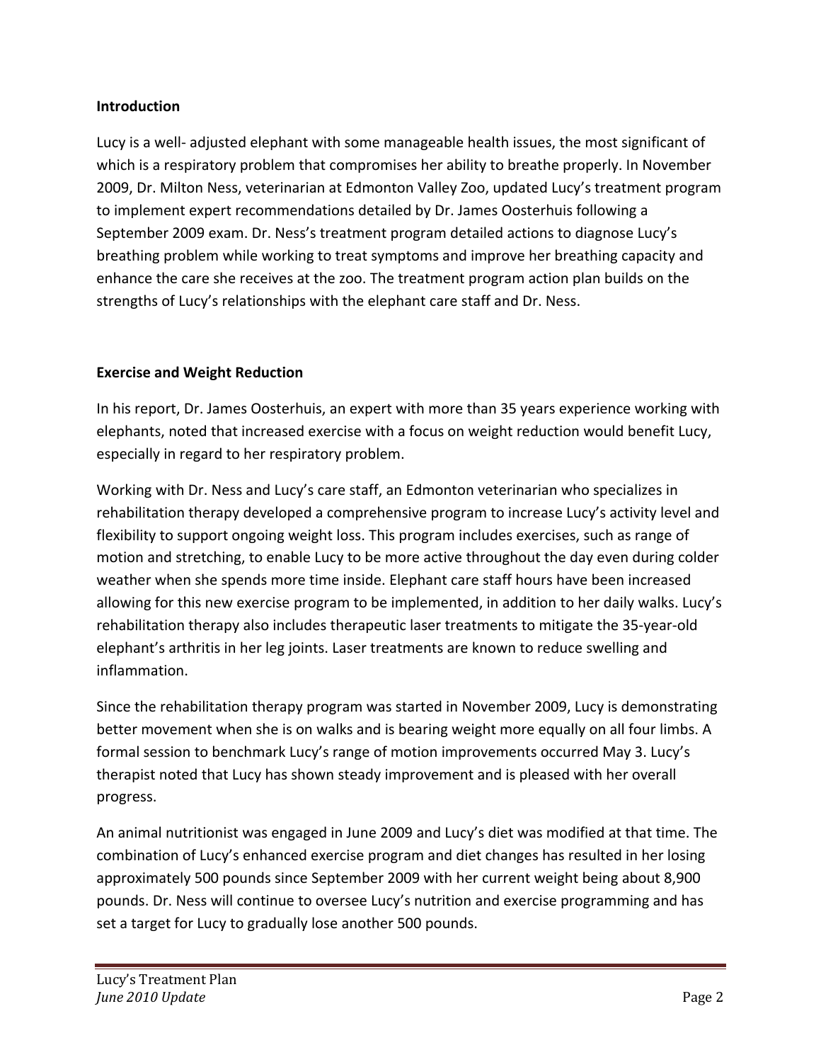## Introduction

Lucy is a well- adjusted elephant with some manageable health issues, the most significant of which is a respiratory problem that compromises her ability to breathe properly. In November 2009, Dr. Milton Ness, veterinarian at Edmonton Valley Zoo, updated Lucy's treatment program to implement expert recommendations detailed by Dr. James Oosterhuis following a September 2009 exam. Dr. Ness's treatment program detailed actions to diagnose Lucy's breathing problem while working to treat symptoms and improve her breathing capacity and enhance the care she receives at the zoo. The treatment program action plan builds on the strengths of Lucy's relationships with the elephant care staff and Dr. Ness.

## Exercise and Weight Reduction

In his report, Dr. James Oosterhuis, an expert with more than 35 years experience working with elephants, noted that increased exercise with a focus on weight reduction would benefit Lucy, especially in regard to her respiratory problem.

Working with Dr. Ness and Lucy's care staff, an Edmonton veterinarian who specializes in rehabilitation therapy developed a comprehensive program to increase Lucy's activity level and flexibility to support ongoing weight loss. This program includes exercises, such as range of motion and stretching, to enable Lucy to be more active throughout the day even during colder weather when she spends more time inside. Elephant care staff hours have been increased allowing for this new exercise program to be implemented, in addition to her daily walks. Lucy's rehabilitation therapy also includes therapeutic laser treatments to mitigate the 35-year-old elephant's arthritis in her leg joints. Laser treatments are known to reduce swelling and inflammation.

Since the rehabilitation therapy program was started in November 2009, Lucy is demonstrating better movement when she is on walks and is bearing weight more equally on all four limbs. A formal session to benchmark Lucy's range of motion improvements occurred May 3. Lucy's therapist noted that Lucy has shown steady improvement and is pleased with her overall progress.

An animal nutritionist was engaged in June 2009 and Lucy's diet was modified at that time. The combination of Lucy's enhanced exercise program and diet changes has resulted in her losing approximately 500 pounds since September 2009 with her current weight being about 8,900 pounds. Dr. Ness will continue to oversee Lucy's nutrition and exercise programming and has set a target for Lucy to gradually lose another 500 pounds.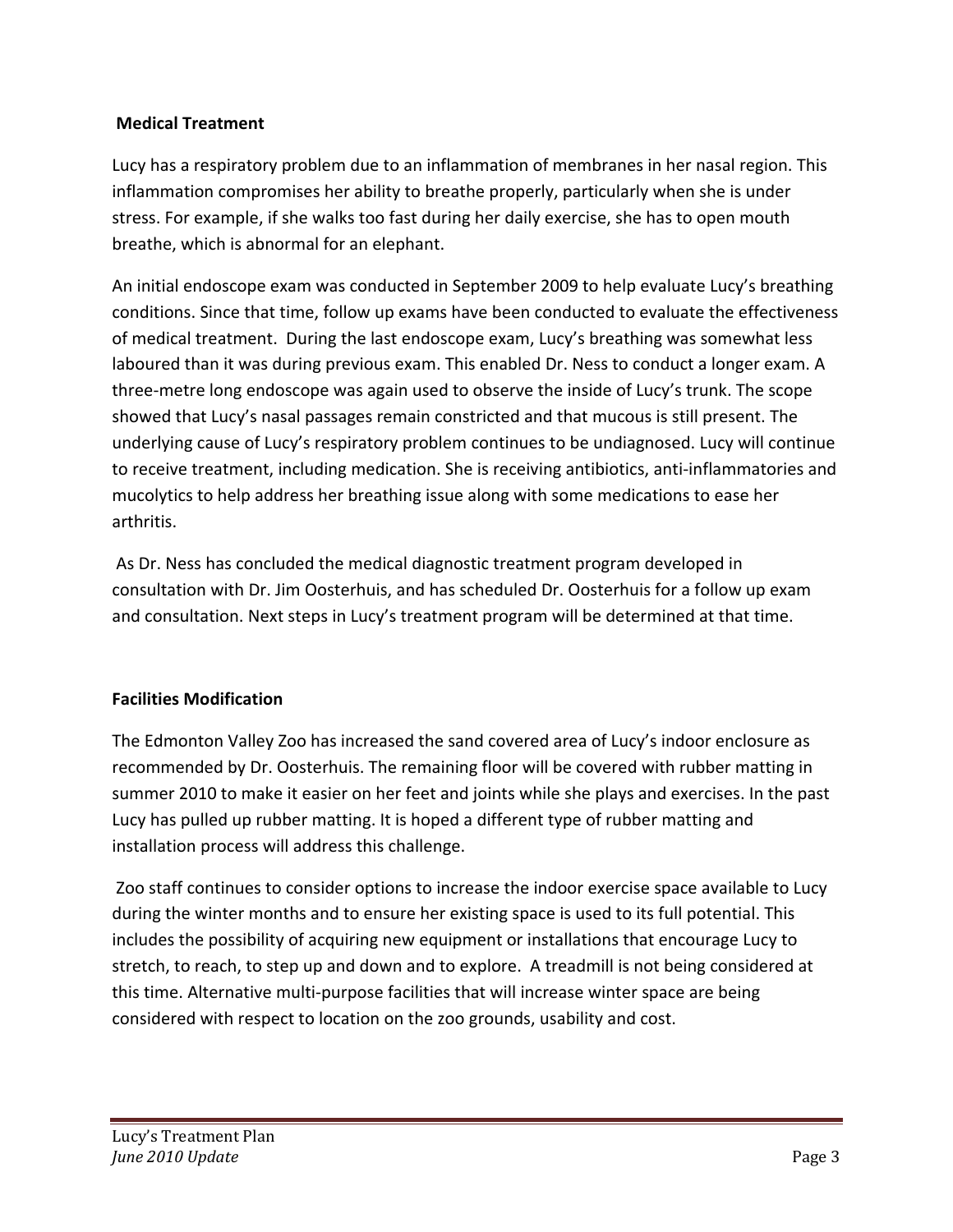## Medical Treatment

Lucy has a respiratory problem due to an inflammation of membranes in her nasal region. This inflammation compromises her ability to breathe properly, particularly when she is under stress. For example, if she walks too fast during her daily exercise, she has to open mouth breathe, which is abnormal for an elephant.

An initial endoscope exam was conducted in September 2009 to help evaluate Lucy's breathing conditions. Since that time, follow up exams have been conducted to evaluate the effectiveness of medical treatment. During the last endoscope exam, Lucy's breathing was somewhat less laboured than it was during previous exam. This enabled Dr. Ness to conduct a longer exam. A three-metre long endoscope was again used to observe the inside of Lucy's trunk. The scope showed that Lucy's nasal passages remain constricted and that mucous is still present. The underlying cause of Lucy's respiratory problem continues to be undiagnosed. Lucy will continue to receive treatment, including medication. She is receiving antibiotics, anti-inflammatories and mucolytics to help address her breathing issue along with some medications to ease her arthritis.

As Dr. Ness has concluded the medical diagnostic treatment program developed in consultation with Dr. Jim Oosterhuis, and has scheduled Dr. Oosterhuis for a follow up exam and consultation. Next steps in Lucy's treatment program will be determined at that time.

## Facilities Modification

The Edmonton Valley Zoo has increased the sand covered area of Lucy's indoor enclosure as recommended by Dr. Oosterhuis. The remaining floor will be covered with rubber matting in summer 2010 to make it easier on her feet and joints while she plays and exercises. In the past Lucy has pulled up rubber matting. It is hoped a different type of rubber matting and installation process will address this challenge.

Zoo staff continues to consider options to increase the indoor exercise space available to Lucy during the winter months and to ensure her existing space is used to its full potential. This includes the possibility of acquiring new equipment or installations that encourage Lucy to stretch, to reach, to step up and down and to explore. A treadmill is not being considered at this time. Alternative multi-purpose facilities that will increase winter space are being considered with respect to location on the zoo grounds, usability and cost.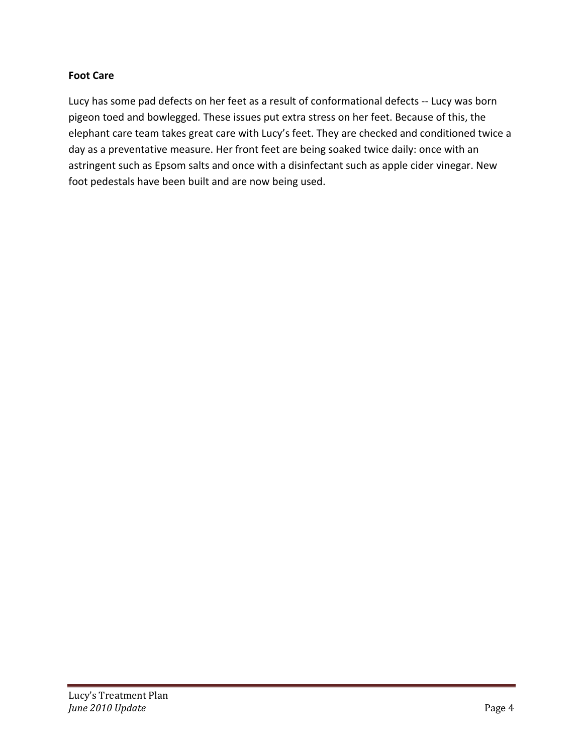**Foot Care**

Lucy has some pad defects on her feet as a result of conformational defects -- Lucy was born pigeon toed and bowlegged. These issues put extra stress on her feet. Because of this, the elephant care team takes great care with Lucy's feet. They are checked and conditioned twice a day as a preventative measure. Her front feet are being soaked twice daily: once with an astringent such as Epsom salts and once with a disinfectant such as apple cider vinegar. New foot pedestals have been built and are now being used.